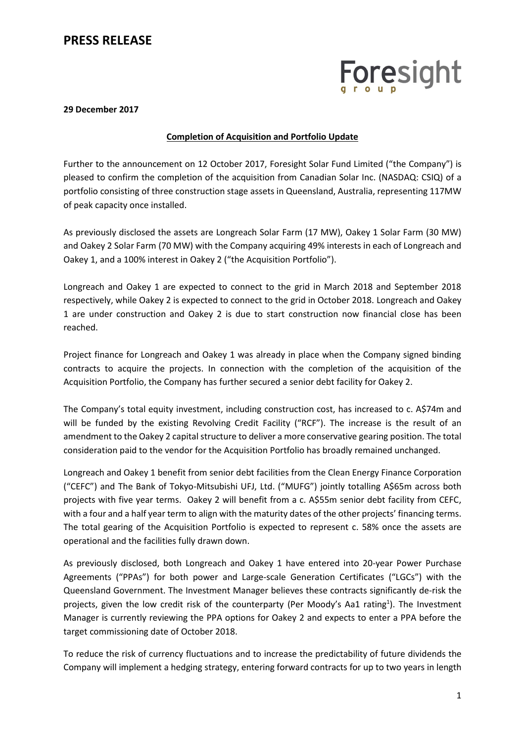# PRESS RELEASE

Foresight group

**29 December 2017**

**Completion of Acquisition and Portfolio Update**

Further to the announcement on 12 October 2017, Foresight Solar Fund Limited ("the Company") is pleased to confirm the completion of the acquisition from Canadian Solar Inc. (NASDAQ: CSIQ) of a portfolio consisting of three construction stage assets in Queensland, Australia, representing 117MW of peak capacity once installed.

As previously disclosed the assets are Longreach Solar Farm (17 MW), Oakey 1 Solar Farm (30 MW) and Oakey 2 Solar Farm (70 MW) with the Company acquiring 49% interests in each of Longreach and Oakey 1, and a 100% interest in Oakey 2 ("the Acquisition Portfolio").

Longreach and Oakey 1 are expected to connect to the grid in March 2018 and September 2018 respectively, while Oakey 2 is expected to connect to the grid in October 2018. Longreach and Oakey 1 are under construction and Oakey 2 is due to start construction now financial close has been reached.

Project finance for Longreach and Oakey 1 was already in place when the Company signed binding contracts to acquire the projects. In connection with the completion of the acquisition of the Acquisition Portfolio, the Company has further secured a senior debt facility for Oakey 2.

The Company's total equity investment, including construction cost, has increased to c. A$74m and will be funded by the existing Revolving Credit Facility ("RCF"). The increase is the result of an amendment to the Oakey 2 capital structure to deliver a more conservative gearing position. The total consideration paid to the vendor for the Acquisition Portfolio has broadly remained unchanged.

Longreach and Oakey 1 benefit from senior debt facilities from the Clean Energy Finance Corporation ("CEFC") and The Bank of Tokyo-Mitsubishi UFJ, Ltd. ("MUFG") jointly totalling A$65m across both projects with five year terms. Oakey 2 will benefit from a c. A$55m senior debt facility from CEFC, with a four and a half year term to align with the maturity dates of the other projects' financing terms. The total gearing of the Acquisition Portfolio is expected to represent c. 58% once the assets are operational and the facilities fully drawn down.

As previously disclosed, both Longreach and Oakey 1 have entered into 20-year Power Purchase Agreements ("PPAs") for both power and Large-scale Generation Certificates ("LGCs") with the Queensland Government. The Investment Manager believes these contracts significantly de-risk the projects, given the low credit risk of the counterparty (Per Moody's Aa1 rating[1]). The Investment Manager is currently reviewing the PPA options for Oakey 2 and expects to enter a PPA before the target commissioning date of October 2018.

To reduce the risk of currency fluctuations and to increase the predictability of future dividends the Company will implement a hedging strategy, entering forward contracts for up to two years in length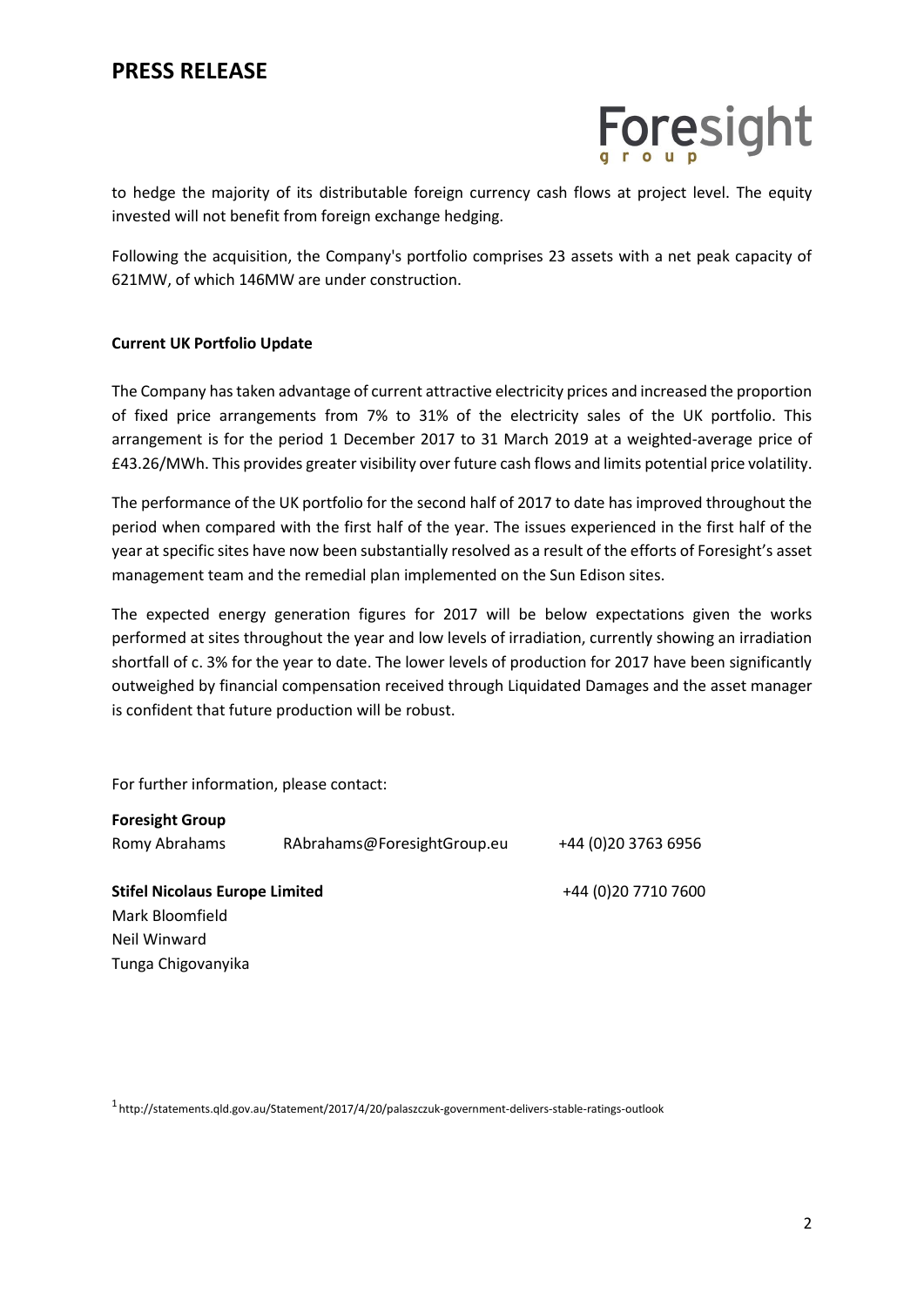to hedge the majority of its distributable foreign currency cash flows at project level. The equity invested will not benefit from foreign exchange hedging.

Following the acquisition, the Company's portfolio comprises 23 assets with a net peak capacity of 621MW, of which 146MW are under construction.

**Current UK Portfolio Update**

The Company has taken advantage of current attractive electricity prices and increased the proportion of fixed price arrangements from 7% to 31% of the electricity sales of the UK portfolio. This arrangement is for the period 1 December 2017 to 31 March 2019 at a weighted-average price of £43.26/MWh. This provides greater visibility over future cash flows and limits potential price volatility.

The performance of the UK portfolio for the second half of 2017 to date has improved throughout the period when compared with the first half of the year. The issues experienced in the first half of the year at specific sites have now been substantially resolved as a result of the efforts of Foresight's asset management team and the remedial plan implemented on the Sun Edison sites.

The expected energy generation figures for 2017 will be below expectations given the works performed at sites throughout the year and low levels of irradiation, currently showing an irradiation shortfall of c. 3% for the year to date. The lower levels of production for 2017 have been significantly outweighed by financial compensation received through Liquidated Damages and the asset manager is confident that future production will be robust.

For further information, please contact:

| | | |
|---|---|---|
| **Foresight Group** | | |
| Romy Abrahams | RAbrahams@ForesightGroup.eu | +44 (0)20 3763 6956 |
| **Stifel Nicolaus Europe Limited** | | +44 (0)20 7710 7600 |
| Mark Bloomfield | | |
| Neil Winward | | |
| Tunga Chigovanyika | | |

[1] http://statements.qld.gov.au/Statement/2017/4/20/palaszczuk-government-delivers-stable-ratings-outlook